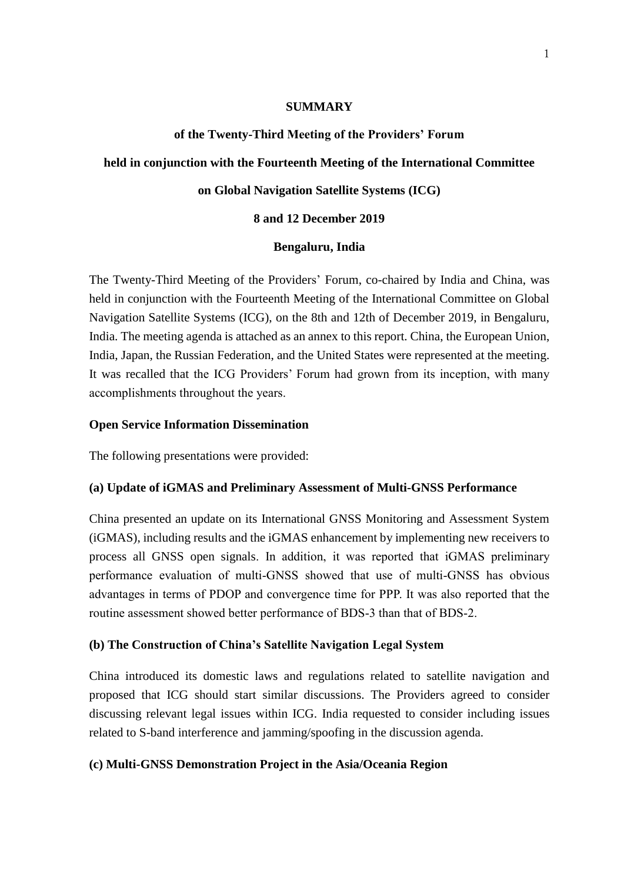# SUMMARY

## of the Twenty-Third Meeting of the Providers' Forum

## held in conjunction with the Fourteenth Meeting of the International Committee on Global Navigation Satellite Systems (ICG)

## 8 and 12 December 2019

## Bengaluru, India

The Twenty-Third Meeting of the Providers' Forum, co-chaired by India and China, was held in conjunction with the Fourteenth Meeting of the International Committee on Global Navigation Satellite Systems (ICG), on the 8th and 12th of December 2019, in Bengaluru, India. The meeting agenda is attached as an annex to this report. China, the European Union, India, Japan, the Russian Federation, and the United States were represented at the meeting. It was recalled that the ICG Providers' Forum had grown from its inception, with many accomplishments throughout the years.

### Open Service Information Dissemination

The following presentations were provided:

#### (a) Update of iGMAS and Preliminary Assessment of Multi-GNSS Performance

China presented an update on its International GNSS Monitoring and Assessment System (iGMAS), including results and the iGMAS enhancement by implementing new receivers to process all GNSS open signals. In addition, it was reported that iGMAS preliminary performance evaluation of multi-GNSS showed that use of multi-GNSS has obvious advantages in terms of PDOP and convergence time for PPP. It was also reported that the routine assessment showed better performance of BDS-3 than that of BDS-2.

#### (b) The Construction of China's Satellite Navigation Legal System

China introduced its domestic laws and regulations related to satellite navigation and proposed that ICG should start similar discussions. The Providers agreed to consider discussing relevant legal issues within ICG. India requested to consider including issues related to S-band interference and jamming/spoofing in the discussion agenda.

#### (c) Multi-GNSS Demonstration Project in the Asia/Oceania Region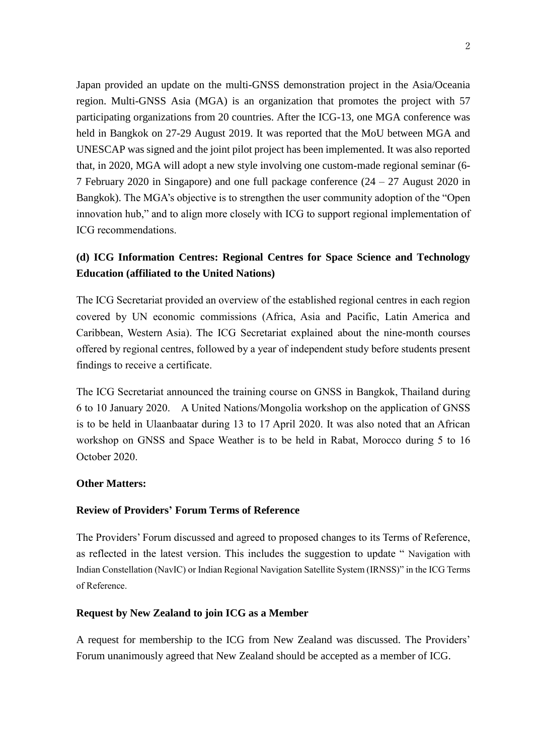Japan provided an update on the multi-GNSS demonstration project in the Asia/Oceania region. Multi-GNSS Asia (MGA) is an organization that promotes the project with 57 participating organizations from 20 countries. After the ICG-13, one MGA conference was held in Bangkok on 27-29 August 2019. It was reported that the MoU between MGA and UNESCAP was signed and the joint pilot project has been implemented. It was also reported that, in 2020, MGA will adopt a new style involving one custom-made regional seminar (6-7 February 2020 in Singapore) and one full package conference (24 – 27 August 2020 in Bangkok). The MGA's objective is to strengthen the user community adoption of the "Open innovation hub," and to align more closely with ICG to support regional implementation of ICG recommendations.

### (d) ICG Information Centres: Regional Centres for Space Science and Technology Education (affiliated to the United Nations)

The ICG Secretariat provided an overview of the established regional centres in each region covered by UN economic commissions (Africa, Asia and Pacific, Latin America and Caribbean, Western Asia). The ICG Secretariat explained about the nine-month courses offered by regional centres, followed by a year of independent study before students present findings to receive a certificate.

The ICG Secretariat announced the training course on GNSS in Bangkok, Thailand during 6 to 10 January 2020. A United Nations/Mongolia workshop on the application of GNSS is to be held in Ulaanbaatar during 13 to 17 April 2020. It was also noted that an African workshop on GNSS and Space Weather is to be held in Rabat, Morocco during 5 to 16 October 2020.

**Other Matters:**

**Review of Providers' Forum Terms of Reference**

The Providers' Forum discussed and agreed to proposed changes to its Terms of Reference, as reflected in the latest version. This includes the suggestion to update " Navigation with Indian Constellation (NavIC) or Indian Regional Navigation Satellite System (IRNSS)" in the ICG Terms of Reference.

**Request by New Zealand to join ICG as a Member**

A request for membership to the ICG from New Zealand was discussed. The Providers' Forum unanimously agreed that New Zealand should be accepted as a member of ICG.